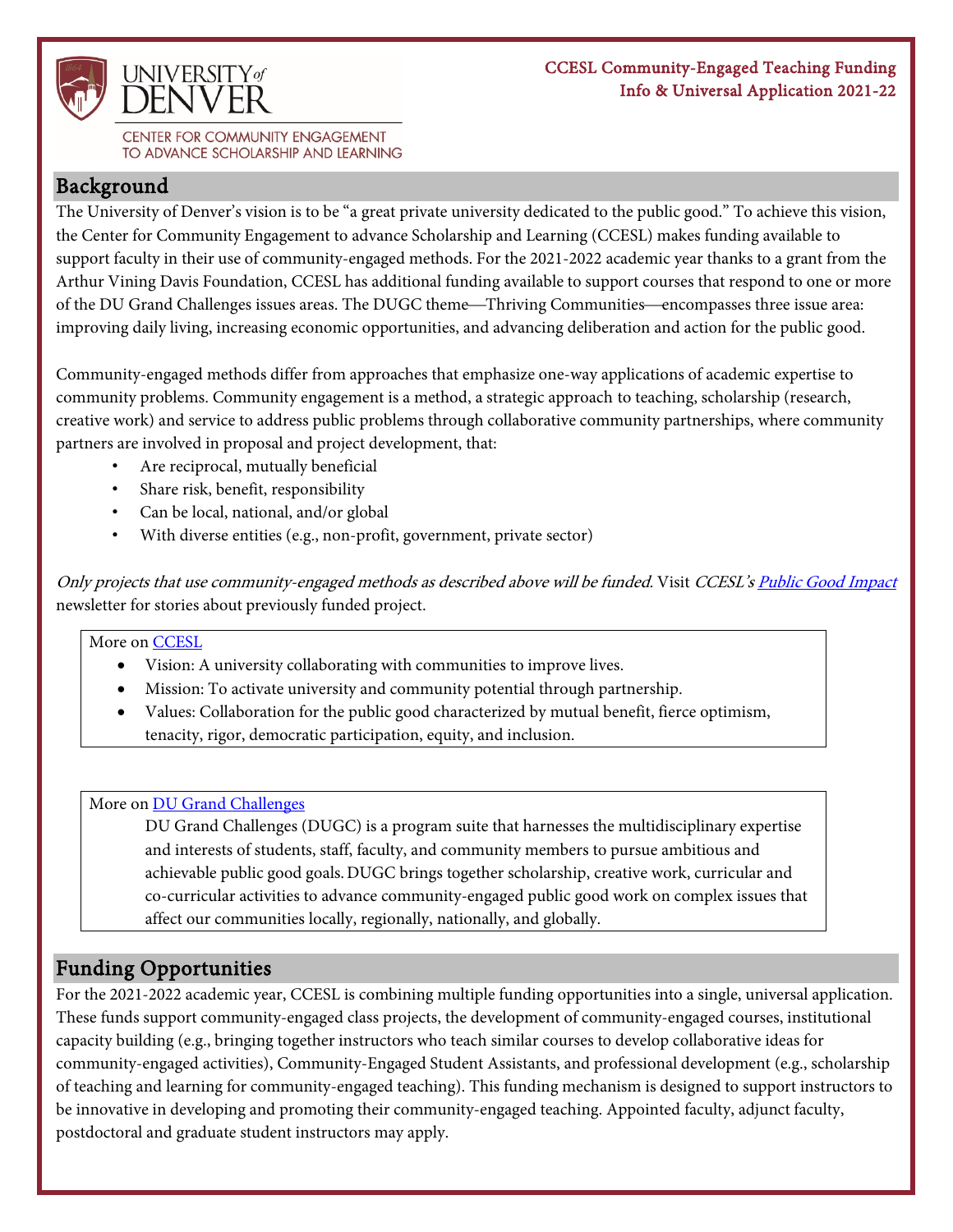UNIVERSITY of DENVER

CENTER FOR COMMUNITY ENGAGEMENT TO ADVANCE SCHOLARSHIP AND LEARNING

**CCESL Community-Engaged Teaching Funding Info & Universal Application 2021-22**

## Background

The University of Denver's vision is to be "a great private university dedicated to the public good." To achieve this vision, the Center for Community Engagement to advance Scholarship and Learning (CCESL) makes funding available to support faculty in their use of community-engaged methods. For the 2021-2022 academic year thanks to a grant from the Arthur Vining Davis Foundation, CCESL has additional funding available to support courses that respond to one or more of the DU Grand Challenges issues areas. The DUGC theme—Thriving Communities—encompasses three issue area: improving daily living, increasing economic opportunities, and advancing deliberation and action for the public good.

Community-engaged methods differ from approaches that emphasize one-way applications of academic expertise to community problems. Community engagement is a method, a strategic approach to teaching, scholarship (research, creative work) and service to address public problems through collaborative community partnerships, where community partners are involved in proposal and project development, that:

- Are reciprocal, mutually beneficial
- Share risk, benefit, responsibility
- Can be local, national, and/or global
- With diverse entities (e.g., non-profit, government, private sector)

*Only projects that use community-engaged methods as described above will be funded.* Visit *CCESL's Public Good Impact* newsletter for stories about previously funded project.

More on CCESL

- Vision: A university collaborating with communities to improve lives.
- Mission: To activate university and community potential through partnership.
- Values: Collaboration for the public good characterized by mutual benefit, fierce optimism, tenacity, rigor, democratic participation, equity, and inclusion.

More on DU Grand Challenges

DU Grand Challenges (DUGC) is a program suite that harnesses the multidisciplinary expertise and interests of students, staff, faculty, and community members to pursue ambitious and achievable public good goals. DUGC brings together scholarship, creative work, curricular and co-curricular activities to advance community-engaged public good work on complex issues that affect our communities locally, regionally, nationally, and globally.

## Funding Opportunities

For the 2021-2022 academic year, CCESL is combining multiple funding opportunities into a single, universal application. These funds support community-engaged class projects, the development of community-engaged courses, institutional capacity building (e.g., bringing together instructors who teach similar courses to develop collaborative ideas for community-engaged activities), Community-Engaged Student Assistants, and professional development (e.g., scholarship of teaching and learning for community-engaged teaching). This funding mechanism is designed to support instructors to be innovative in developing and promoting their community-engaged teaching. Appointed faculty, adjunct faculty, postdoctoral and graduate student instructors may apply.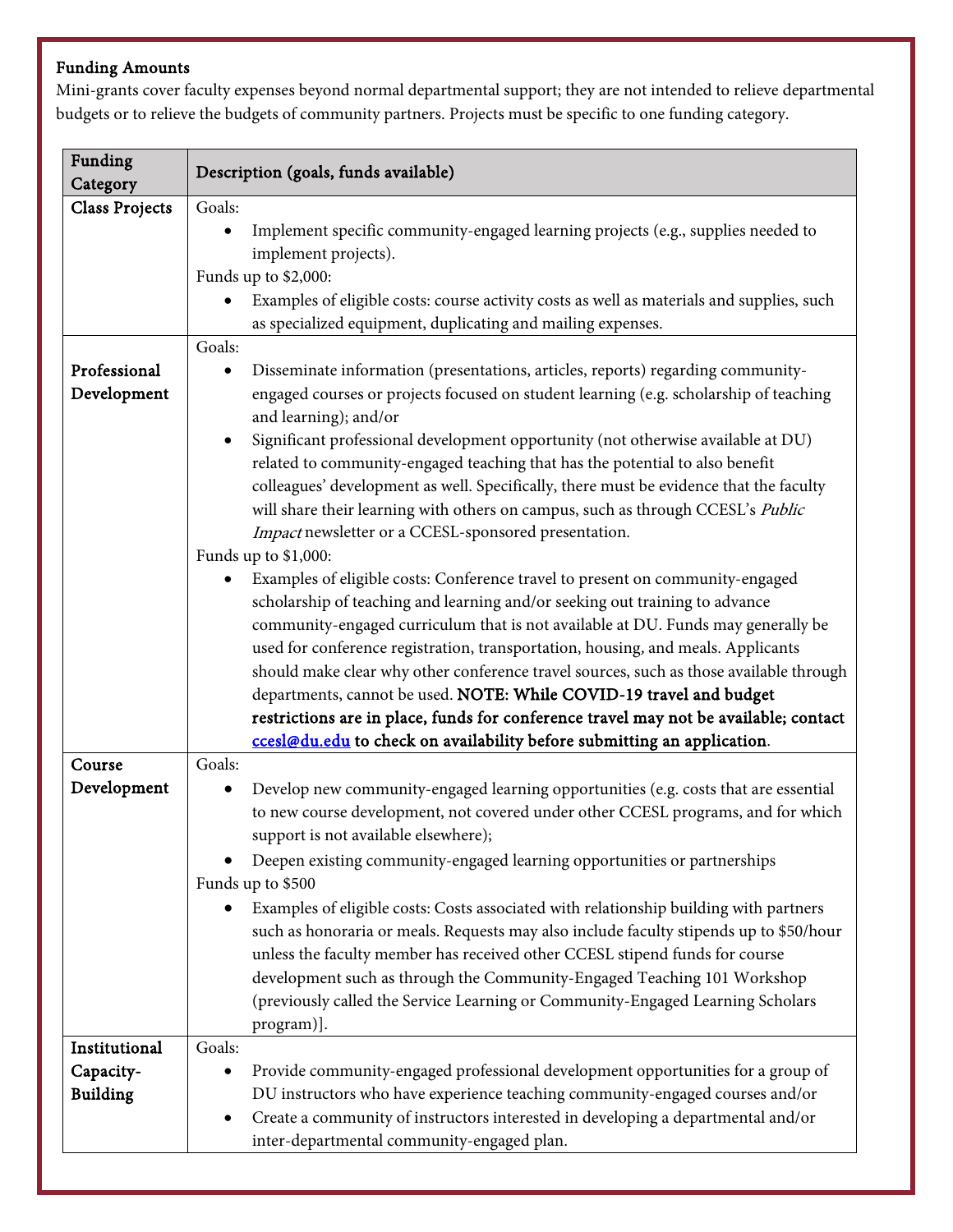**Funding Amounts**

Mini-grants cover faculty expenses beyond normal departmental support; they are not intended to relieve departmental budgets or to relieve the budgets of community partners. Projects must be specific to one funding category.

| Funding Category | Description (goals, funds available) |
|---|---|
| **Class Projects** | Goals:<br>• Implement specific community-engaged learning projects (e.g., supplies needed to implement projects).<br>Funds up to $2,000:<br>• Examples of eligible costs: course activity costs as well as materials and supplies, such as specialized equipment, duplicating and mailing expenses. |
| **Professional Development** | Goals:<br>• Disseminate information (presentations, articles, reports) regarding community-engaged courses or projects focused on student learning (e.g. scholarship of teaching and learning); and/or<br>• Significant professional development opportunity (not otherwise available at DU) related to community-engaged teaching that has the potential to also benefit colleagues' development as well. Specifically, there must be evidence that the faculty will share their learning with others on campus, such as through CCESL's *Public Impact* newsletter or a CCESL-sponsored presentation.<br>Funds up to $1,000:<br>• Examples of eligible costs: Conference travel to present on community-engaged scholarship of teaching and learning and/or seeking out training to advance community-engaged curriculum that is not available at DU. Funds may generally be used for conference registration, transportation, housing, and meals. Applicants should make clear why other conference travel sources, such as those available through departments, cannot be used. **NOTE: While COVID-19 travel and budget restrictions are in place, funds for conference travel may not be available; contact ccesl@du.edu to check on availability before submitting an application**. |
| **Course Development** | Goals:<br>• Develop new community-engaged learning opportunities (e.g. costs that are essential to new course development, not covered under other CCESL programs, and for which support is not available elsewhere);<br>• Deepen existing community-engaged learning opportunities or partnerships<br>Funds up to $500<br>• Examples of eligible costs: Costs associated with relationship building with partners such as honoraria or meals. Requests may also include faculty stipends up to $50/hour unless the faculty member has received other CCESL stipend funds for course development such as through the Community-Engaged Teaching 101 Workshop (previously called the Service Learning or Community-Engaged Learning Scholars program)]. |
| **Institutional Capacity-Building** | Goals:<br>• Provide community-engaged professional development opportunities for a group of DU instructors who have experience teaching community-engaged courses and/or<br>• Create a community of instructors interested in developing a departmental and/or inter-departmental community-engaged plan. |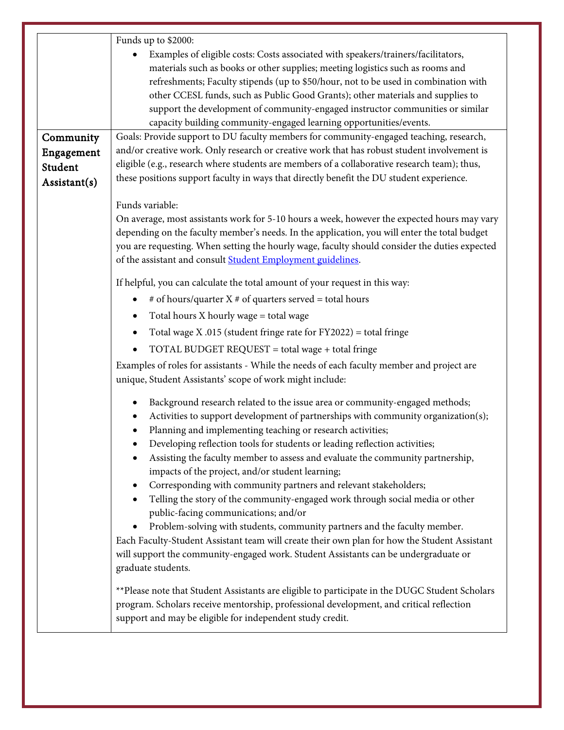| | |
|---|---|
| | Funds up to $2000:<br><ul><li>Examples of eligible costs: Costs associated with speakers/trainers/facilitators, materials such as books or other supplies; meeting logistics such as rooms and refreshments; Faculty stipends (up to $50/hour, not to be used in combination with other CCESL funds, such as Public Good Grants); other materials and supplies to support the development of community-engaged instructor communities or similar capacity building community-engaged learning opportunities/events.</li></ul> |
| **Community Engagement Student Assistant(s)** | Goals: Provide support to DU faculty members for community-engaged teaching, research, and/or creative work. Only research or creative work that has robust student involvement is eligible (e.g., research where students are members of a collaborative research team); thus, these positions support faculty in ways that directly benefit the DU student experience.<br><br>Funds variable:<br>On average, most assistants work for 5-10 hours a week, however the expected hours may vary depending on the faculty member's needs. In the application, you will enter the total budget you are requesting. When setting the hourly wage, faculty should consider the duties expected of the assistant and consult [Student Employment guidelines](#).<br><br>If helpful, you can calculate the total amount of your request in this way:<br><ul><li># of hours/quarter X # of quarters served = total hours</li><li>Total hours X hourly wage = total wage</li><li>Total wage X .015 (student fringe rate for FY2022) = total fringe</li><li>TOTAL BUDGET REQUEST = total wage + total fringe</li></ul>Examples of roles for assistants - While the needs of each faculty member and project are unique, Student Assistants' scope of work might include:<br><ul><li>Background research related to the issue area or community-engaged methods;</li><li>Activities to support development of partnerships with community organization(s);</li><li>Planning and implementing teaching or research activities;</li><li>Developing reflection tools for students or leading reflection activities;</li><li>Assisting the faculty member to assess and evaluate the community partnership, impacts of the project, and/or student learning;</li><li>Corresponding with community partners and relevant stakeholders;</li><li>Telling the story of the community-engaged work through social media or other public-facing communications; and/or</li><li>Problem-solving with students, community partners and the faculty member.</li></ul>Each Faculty-Student Assistant team will create their own plan for how the Student Assistant will support the community-engaged work. Student Assistants can be undergraduate or graduate students.<br><br>**Please note that Student Assistants are eligible to participate in the DUGC Student Scholars program. Scholars receive mentorship, professional development, and critical reflection support and may be eligible for independent study credit. |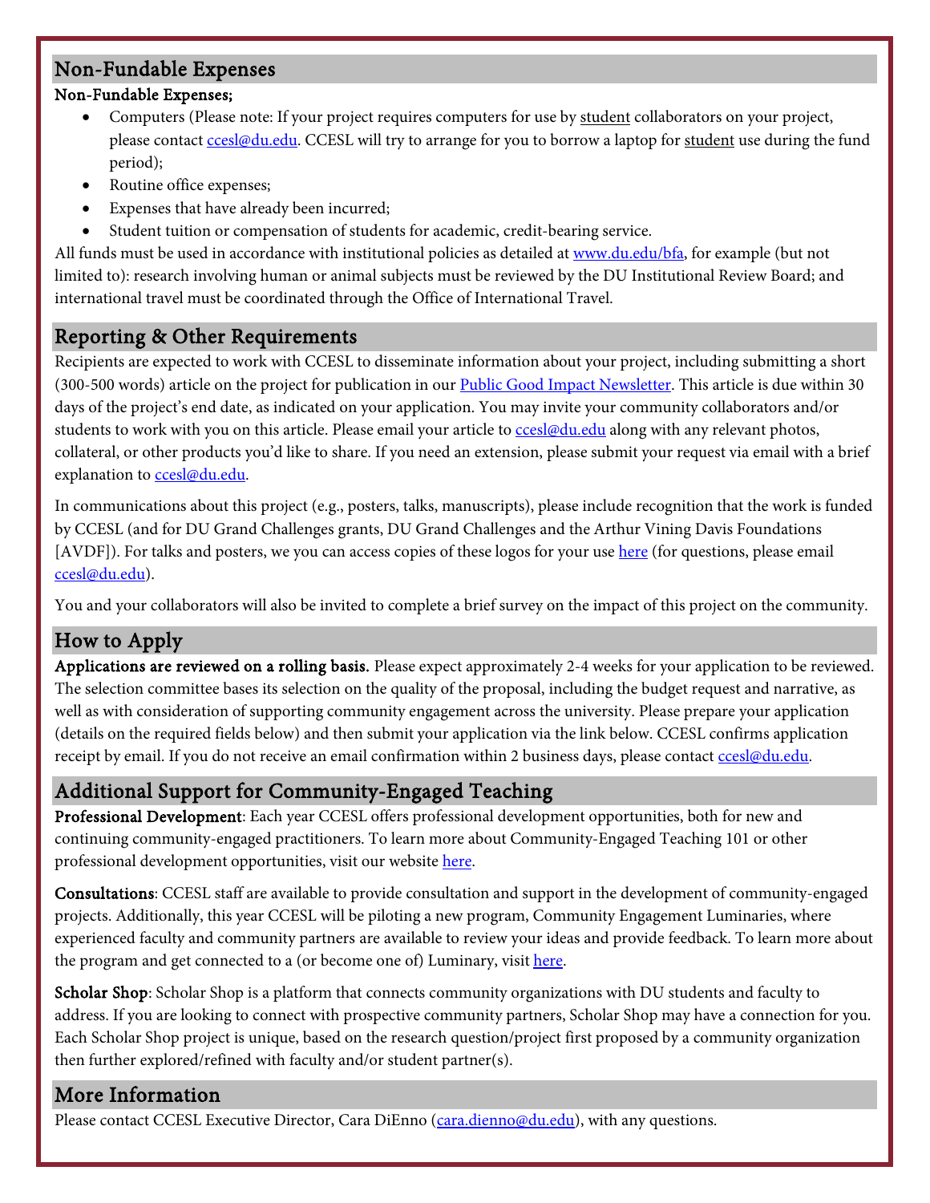## Non-Fundable Expenses

**Non-Fundable Expenses;**

- Computers (Please note: If your project requires computers for use by student collaborators on your project, please contact ccesl@du.edu. CCESL will try to arrange for you to borrow a laptop for student use during the fund period);
- Routine office expenses;
- Expenses that have already been incurred;
- Student tuition or compensation of students for academic, credit-bearing service.

All funds must be used in accordance with institutional policies as detailed at www.du.edu/bfa, for example (but not limited to): research involving human or animal subjects must be reviewed by the DU Institutional Review Board; and international travel must be coordinated through the Office of International Travel.

## Reporting & Other Requirements

Recipients are expected to work with CCESL to disseminate information about your project, including submitting a short (300-500 words) article on the project for publication in our Public Good Impact Newsletter. This article is due within 30 days of the project's end date, as indicated on your application. You may invite your community collaborators and/or students to work with you on this article. Please email your article to ccesl@du.edu along with any relevant photos, collateral, or other products you'd like to share. If you need an extension, please submit your request via email with a brief explanation to ccesl@du.edu.

In communications about this project (e.g., posters, talks, manuscripts), please include recognition that the work is funded by CCESL (and for DU Grand Challenges grants, DU Grand Challenges and the Arthur Vining Davis Foundations [AVDF]). For talks and posters, we you can access copies of these logos for your use here (for questions, please email ccesl@du.edu).

You and your collaborators will also be invited to complete a brief survey on the impact of this project on the community.

## How to Apply

**Applications are reviewed on a rolling basis.** Please expect approximately 2-4 weeks for your application to be reviewed. The selection committee bases its selection on the quality of the proposal, including the budget request and narrative, as well as with consideration of supporting community engagement across the university. Please prepare your application (details on the required fields below) and then submit your application via the link below. CCESL confirms application receipt by email. If you do not receive an email confirmation within 2 business days, please contact ccesl@du.edu.

## Additional Support for Community-Engaged Teaching

**Professional Development**: Each year CCESL offers professional development opportunities, both for new and continuing community-engaged practitioners. To learn more about Community-Engaged Teaching 101 or other professional development opportunities, visit our website here.

**Consultations**: CCESL staff are available to provide consultation and support in the development of community-engaged projects. Additionally, this year CCESL will be piloting a new program, Community Engagement Luminaries, where experienced faculty and community partners are available to review your ideas and provide feedback. To learn more about the program and get connected to a (or become one of) Luminary, visit here.

**Scholar Shop**: Scholar Shop is a platform that connects community organizations with DU students and faculty to address. If you are looking to connect with prospective community partners, Scholar Shop may have a connection for you. Each Scholar Shop project is unique, based on the research question/project first proposed by a community organization then further explored/refined with faculty and/or student partner(s).

## More Information

Please contact CCESL Executive Director, Cara DiEnno (cara.dienno@du.edu), with any questions.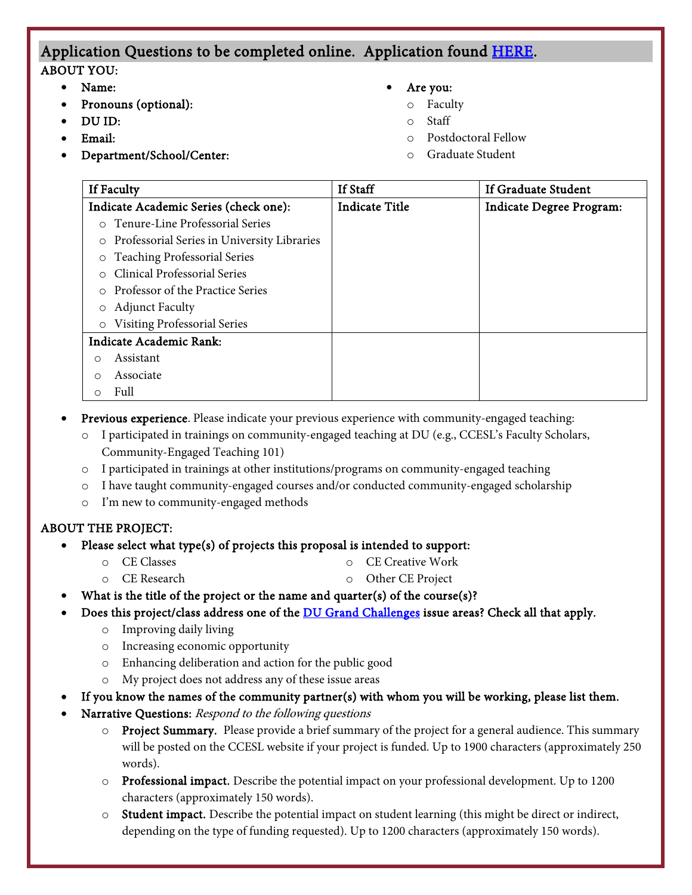## Application Questions to be completed online. Application found [HERE](#).

ABOUT YOU:

- **Name:**
- **Pronouns (optional):**
- **DU ID:**
- **Email:**
- **Department/School/Center:**
- **Are you:**
  - Faculty
  - Staff
  - Postdoctoral Fellow
  - Graduate Student

| If Faculty | If Staff | If Graduate Student |
|---|---|---|
| **Indicate Academic Series (check one):**<br>○ Tenure-Line Professorial Series<br>○ Professorial Series in University Libraries<br>○ Teaching Professorial Series<br>○ Clinical Professorial Series<br>○ Professor of the Practice Series<br>○ Adjunct Faculty<br>○ Visiting Professorial Series | **Indicate Title** | **Indicate Degree Program:** |
| **Indicate Academic Rank:**<br>○ Assistant<br>○ Associate<br>○ Full | | |

- **Previous experience**. Please indicate your previous experience with community-engaged teaching:
  - I participated in trainings on community-engaged teaching at DU (e.g., CCESL's Faculty Scholars, Community-Engaged Teaching 101)
  - I participated in trainings at other institutions/programs on community-engaged teaching
  - I have taught community-engaged courses and/or conducted community-engaged scholarship
  - I'm new to community-engaged methods

ABOUT THE PROJECT:

- **Please select what type(s) of projects this proposal is intended to support:**
  - CE Classes
  - CE Research
  - CE Creative Work
  - Other CE Project
- **What is the title of the project or the name and quarter(s) of the course(s)?**
- **Does this project/class address one of the [DU Grand Challenges](#) issue areas? Check all that apply.**
  - Improving daily living
  - Increasing economic opportunity
  - Enhancing deliberation and action for the public good
  - My project does not address any of these issue areas
- **If you know the names of the community partner(s) with whom you will be working, please list them.**
- **Narrative Questions:** *Respond to the following questions*
  - **Project Summary.** Please provide a brief summary of the project for a general audience. This summary will be posted on the CCESL website if your project is funded. Up to 1900 characters (approximately 250 words).
  - **Professional impact.** Describe the potential impact on your professional development. Up to 1200 characters (approximately 150 words).
  - **Student impact.** Describe the potential impact on student learning (this might be direct or indirect, depending on the type of funding requested). Up to 1200 characters (approximately 150 words).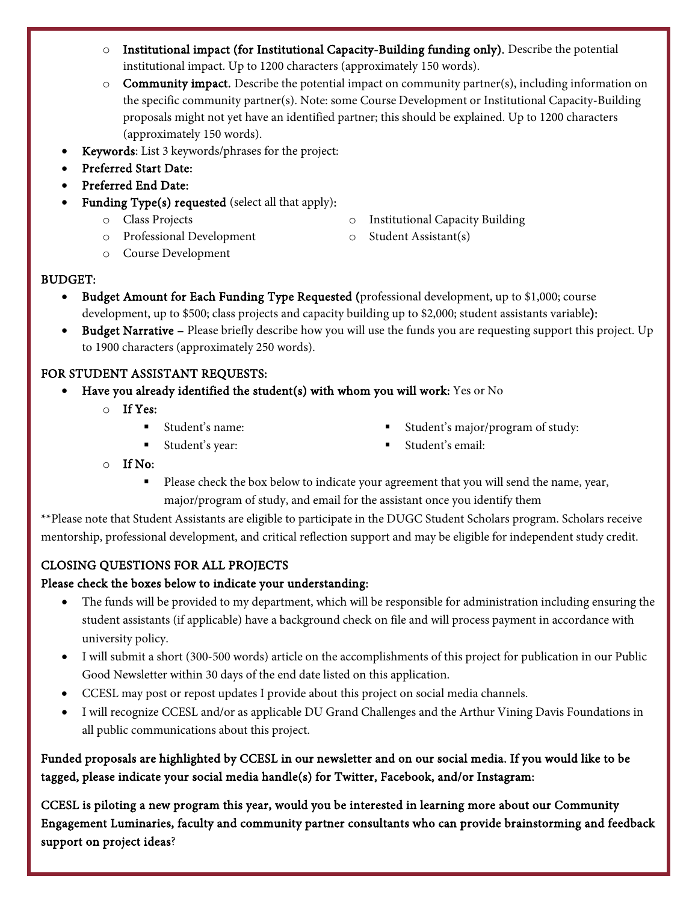- **Institutional impact (for Institutional Capacity-Building funding only).** Describe the potential institutional impact. Up to 1200 characters (approximately 150 words).
- **Community impact.** Describe the potential impact on community partner(s), including information on the specific community partner(s). Note: some Course Development or Institutional Capacity-Building proposals might not yet have an identified partner; this should be explained. Up to 1200 characters (approximately 150 words).

- **Keywords**: List 3 keywords/phrases for the project:
- **Preferred Start Date:**
- **Preferred End Date:**
- **Funding Type(s) requested** (select all that apply):
  - Class Projects
  - Professional Development
  - Course Development
  - Institutional Capacity Building
  - Student Assistant(s)

## BUDGET:

- **Budget Amount for Each Funding Type Requested (**professional development, up to $1,000; course development, up to $500; class projects and capacity building up to $2,000; student assistants variable**):**
- **Budget Narrative –** Please briefly describe how you will use the funds you are requesting support this project. Up to 1900 characters (approximately 250 words).

## FOR STUDENT ASSISTANT REQUESTS:

- **Have you already identified the student(s) with whom you will work:** Yes or No
  - **If Yes:**
    - Student's name:
    - Student's year:
    - Student's major/program of study:
    - Student's email:
  - **If No:**
    - Please check the box below to indicate your agreement that you will send the name, year, major/program of study, and email for the assistant once you identify them

**Please note that Student Assistants are eligible to participate in the DUGC Student Scholars program. Scholars receive mentorship, professional development, and critical reflection support and may be eligible for independent study credit.

## CLOSING QUESTIONS FOR ALL PROJECTS

**Please check the boxes below to indicate your understanding:**

- The funds will be provided to my department, which will be responsible for administration including ensuring the student assistants (if applicable) have a background check on file and will process payment in accordance with university policy.
- I will submit a short (300-500 words) article on the accomplishments of this project for publication in our Public Good Newsletter within 30 days of the end date listed on this application.
- CCESL may post or repost updates I provide about this project on social media channels.
- I will recognize CCESL and/or as applicable DU Grand Challenges and the Arthur Vining Davis Foundations in all public communications about this project.

**Funded proposals are highlighted by CCESL in our newsletter and on our social media. If you would like to be tagged, please indicate your social media handle(s) for Twitter, Facebook, and/or Instagram:**

**CCESL is piloting a new program this year, would you be interested in learning more about our Community Engagement Luminaries, faculty and community partner consultants who can provide brainstorming and feedback support on project ideas**?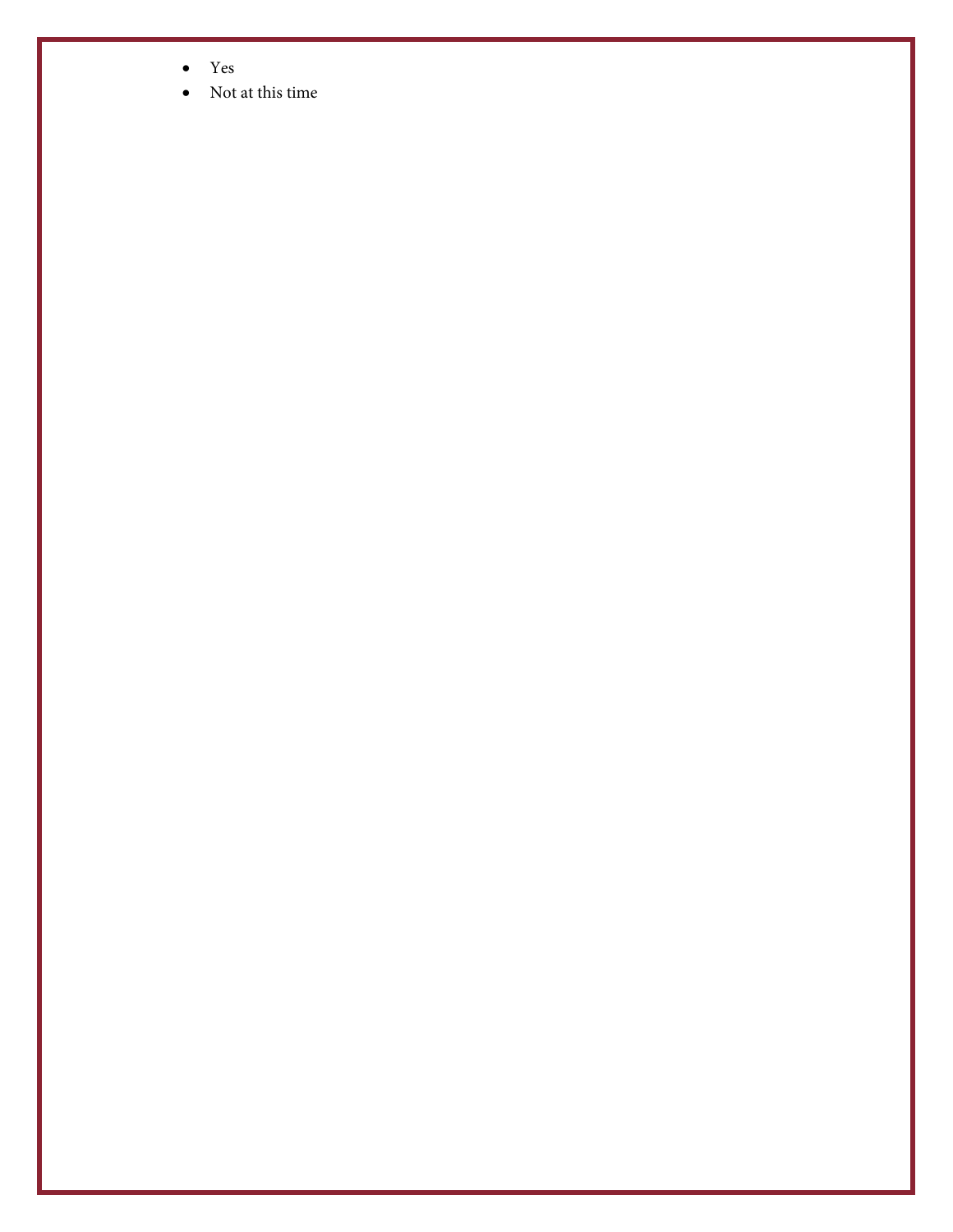- Yes
- Not at this time